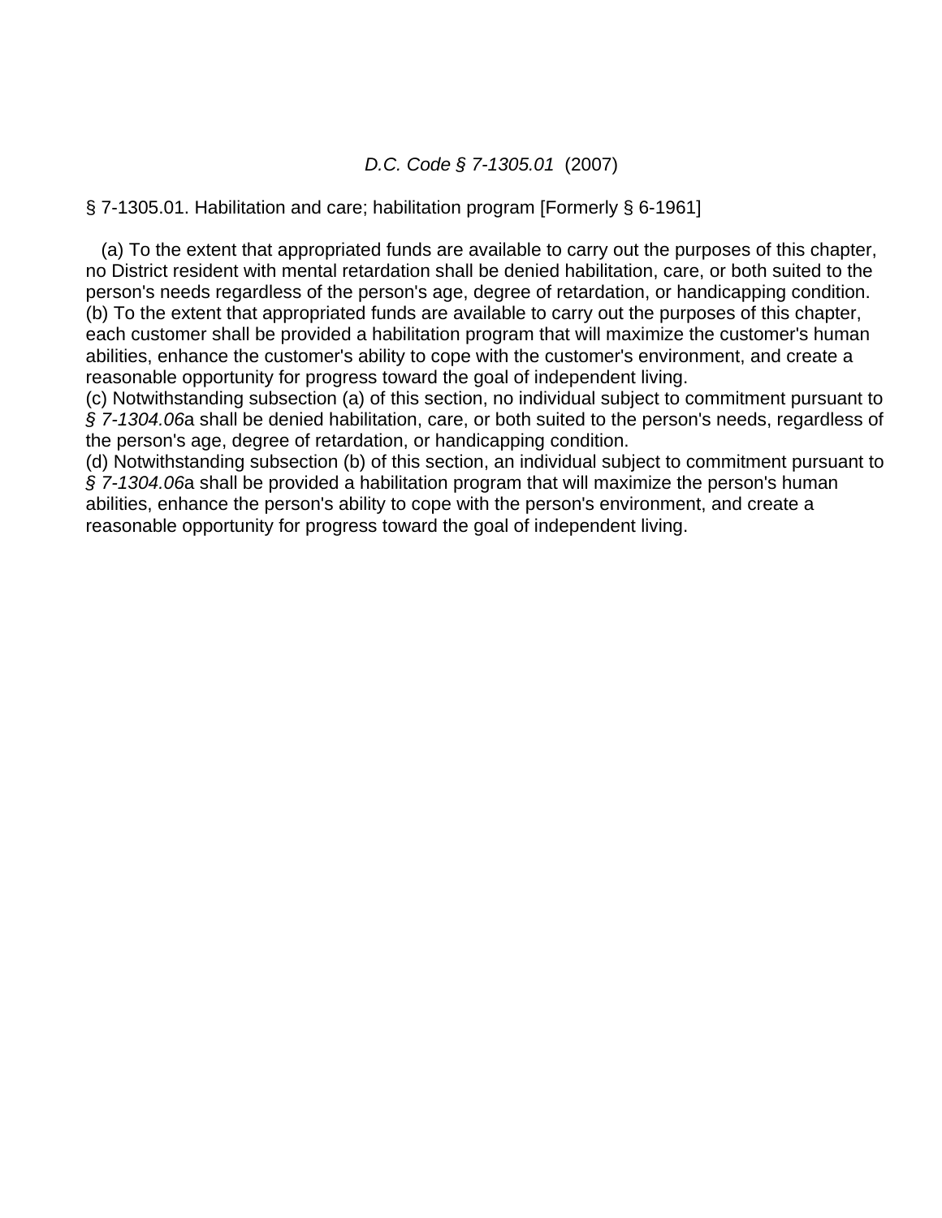*D.C. Code § 7-1305.01* (2007)

§ 7-1305.01. Habilitation and care; habilitation program [Formerly § 6-1961]

(a) To the extent that appropriated funds are available to carry out the purposes of this chapter, no District resident with mental retardation shall be denied habilitation, care, or both suited to the person's needs regardless of the person's age, degree of retardation, or handicapping condition.
(b) To the extent that appropriated funds are available to carry out the purposes of this chapter, each customer shall be provided a habilitation program that will maximize the customer's human abilities, enhance the customer's ability to cope with the customer's environment, and create a reasonable opportunity for progress toward the goal of independent living.
(c) Notwithstanding subsection (a) of this section, no individual subject to commitment pursuant to *§ 7-1304.06*a shall be denied habilitation, care, or both suited to the person's needs, regardless of the person's age, degree of retardation, or handicapping condition.
(d) Notwithstanding subsection (b) of this section, an individual subject to commitment pursuant to *§ 7-1304.06*a shall be provided a habilitation program that will maximize the person's human abilities, enhance the person's ability to cope with the person's environment, and create a reasonable opportunity for progress toward the goal of independent living.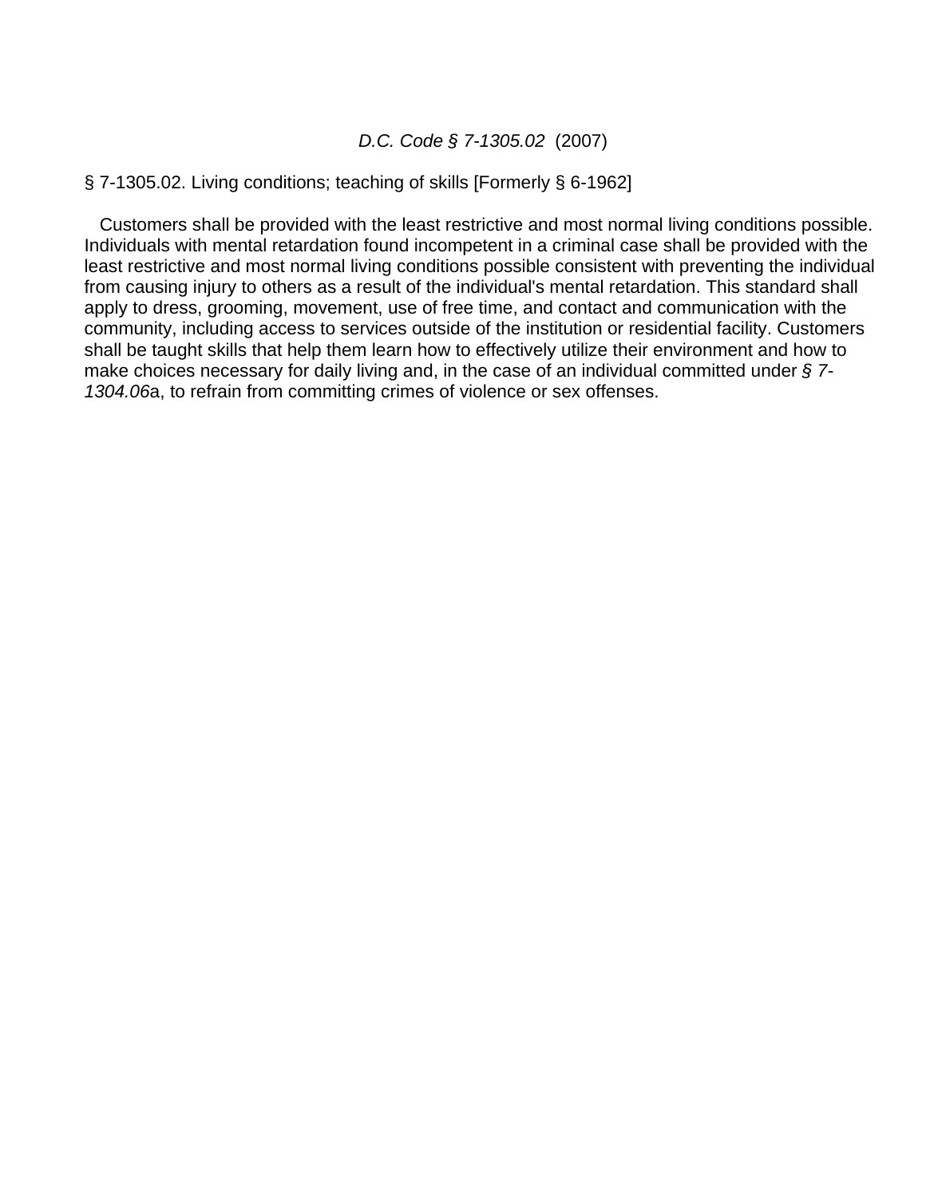*D.C. Code § 7-1305.02* (2007)

§ 7-1305.02. Living conditions; teaching of skills [Formerly § 6-1962]

Customers shall be provided with the least restrictive and most normal living conditions possible. Individuals with mental retardation found incompetent in a criminal case shall be provided with the least restrictive and most normal living conditions possible consistent with preventing the individual from causing injury to others as a result of the individual's mental retardation. This standard shall apply to dress, grooming, movement, use of free time, and contact and communication with the community, including access to services outside of the institution or residential facility. Customers shall be taught skills that help them learn how to effectively utilize their environment and how to make choices necessary for daily living and, in the case of an individual committed under *§ 7-1304.06*a, to refrain from committing crimes of violence or sex offenses.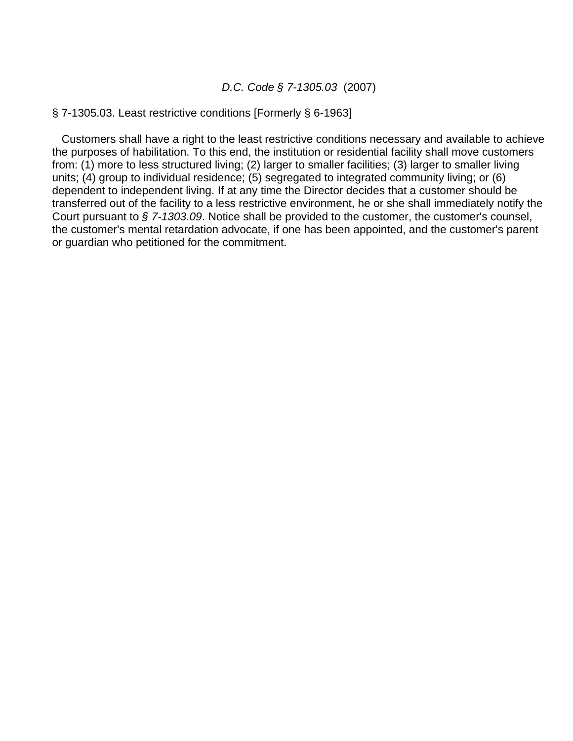*D.C. Code § 7-1305.03* (2007)

§ 7-1305.03. Least restrictive conditions [Formerly § 6-1963]

Customers shall have a right to the least restrictive conditions necessary and available to achieve the purposes of habilitation. To this end, the institution or residential facility shall move customers from: (1) more to less structured living; (2) larger to smaller facilities; (3) larger to smaller living units; (4) group to individual residence; (5) segregated to integrated community living; or (6) dependent to independent living. If at any time the Director decides that a customer should be transferred out of the facility to a less restrictive environment, he or she shall immediately notify the Court pursuant to *§ 7-1303.09*. Notice shall be provided to the customer, the customer's counsel, the customer's mental retardation advocate, if one has been appointed, and the customer's parent or guardian who petitioned for the commitment.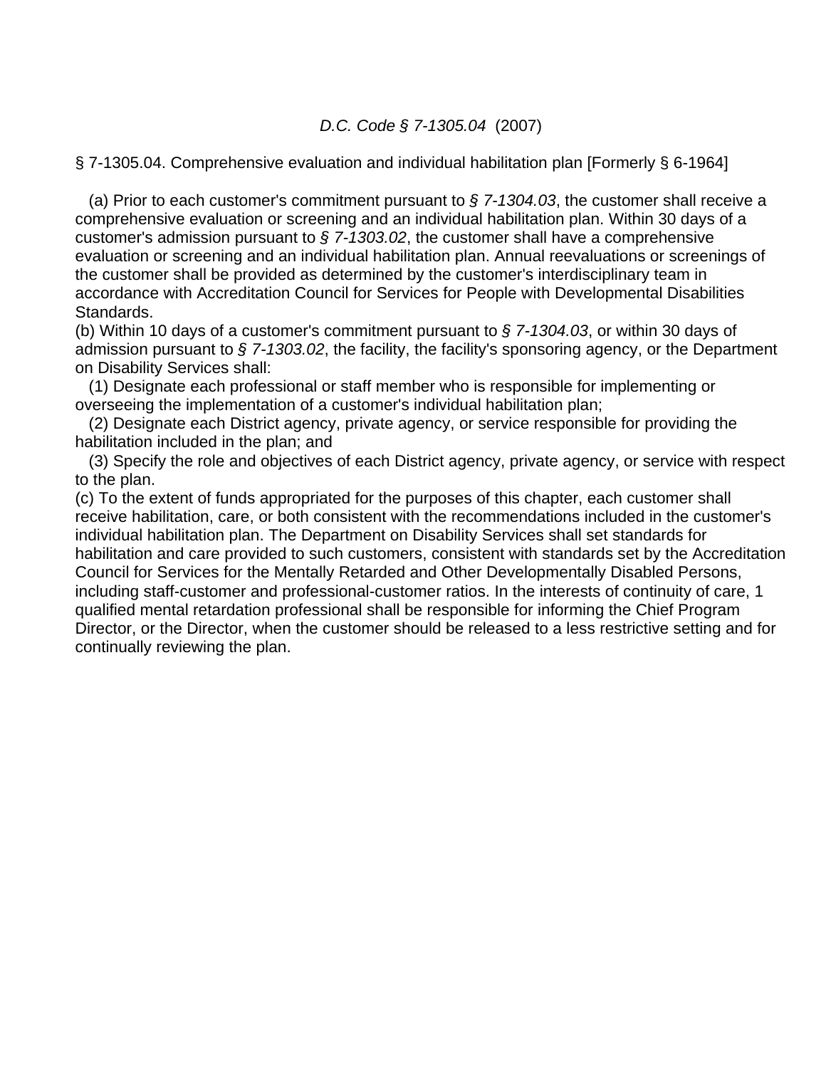*D.C. Code § 7-1305.04* (2007)

§ 7-1305.04. Comprehensive evaluation and individual habilitation plan [Formerly § 6-1964]

(a) Prior to each customer's commitment pursuant to *§ 7-1304.03*, the customer shall receive a comprehensive evaluation or screening and an individual habilitation plan. Within 30 days of a customer's admission pursuant to *§ 7-1303.02*, the customer shall have a comprehensive evaluation or screening and an individual habilitation plan. Annual reevaluations or screenings of the customer shall be provided as determined by the customer's interdisciplinary team in accordance with Accreditation Council for Services for People with Developmental Disabilities Standards.

(b) Within 10 days of a customer's commitment pursuant to *§ 7-1304.03*, or within 30 days of admission pursuant to *§ 7-1303.02*, the facility, the facility's sponsoring agency, or the Department on Disability Services shall:

(1) Designate each professional or staff member who is responsible for implementing or overseeing the implementation of a customer's individual habilitation plan;

(2) Designate each District agency, private agency, or service responsible for providing the habilitation included in the plan; and

(3) Specify the role and objectives of each District agency, private agency, or service with respect to the plan.

(c) To the extent of funds appropriated for the purposes of this chapter, each customer shall receive habilitation, care, or both consistent with the recommendations included in the customer's individual habilitation plan. The Department on Disability Services shall set standards for habilitation and care provided to such customers, consistent with standards set by the Accreditation Council for Services for the Mentally Retarded and Other Developmentally Disabled Persons, including staff-customer and professional-customer ratios. In the interests of continuity of care, 1 qualified mental retardation professional shall be responsible for informing the Chief Program Director, or the Director, when the customer should be released to a less restrictive setting and for continually reviewing the plan.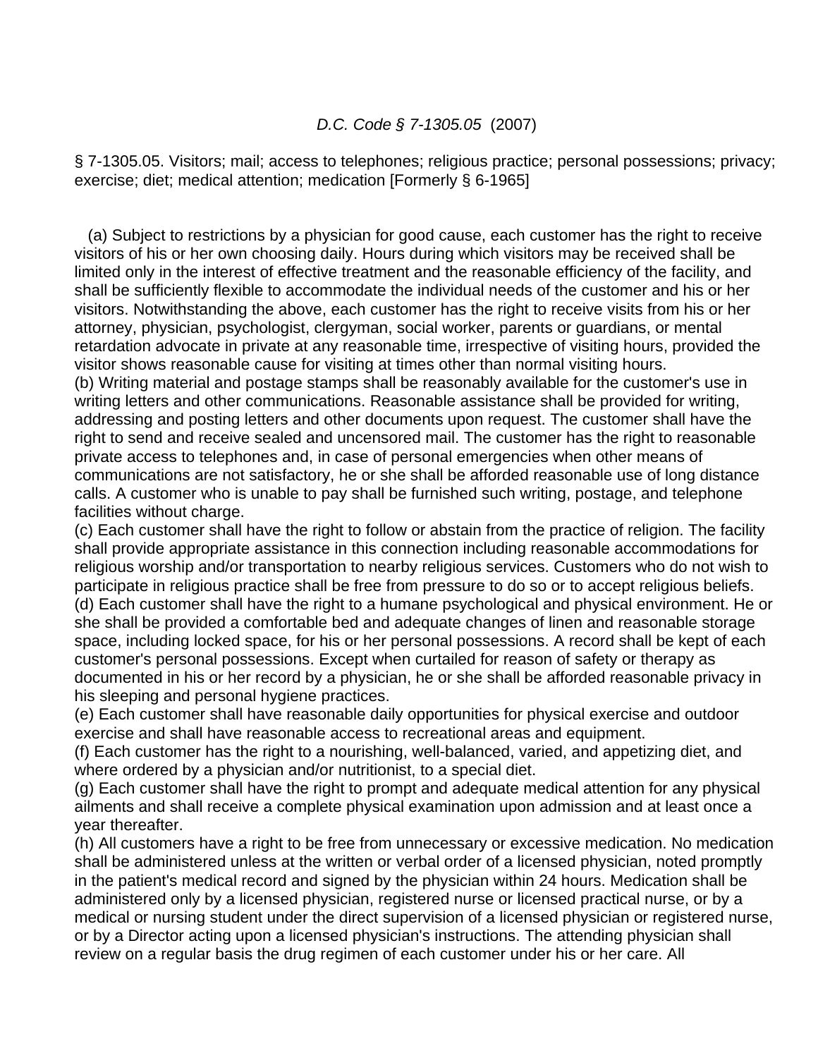*D.C. Code § 7-1305.05* (2007)

§ 7-1305.05. Visitors; mail; access to telephones; religious practice; personal possessions; privacy; exercise; diet; medical attention; medication [Formerly § 6-1965]

(a) Subject to restrictions by a physician for good cause, each customer has the right to receive visitors of his or her own choosing daily. Hours during which visitors may be received shall be limited only in the interest of effective treatment and the reasonable efficiency of the facility, and shall be sufficiently flexible to accommodate the individual needs of the customer and his or her visitors. Notwithstanding the above, each customer has the right to receive visits from his or her attorney, physician, psychologist, clergyman, social worker, parents or guardians, or mental retardation advocate in private at any reasonable time, irrespective of visiting hours, provided the visitor shows reasonable cause for visiting at times other than normal visiting hours.

(b) Writing material and postage stamps shall be reasonably available for the customer's use in writing letters and other communications. Reasonable assistance shall be provided for writing, addressing and posting letters and other documents upon request. The customer shall have the right to send and receive sealed and uncensored mail. The customer has the right to reasonable private access to telephones and, in case of personal emergencies when other means of communications are not satisfactory, he or she shall be afforded reasonable use of long distance calls. A customer who is unable to pay shall be furnished such writing, postage, and telephone facilities without charge.

(c) Each customer shall have the right to follow or abstain from the practice of religion. The facility shall provide appropriate assistance in this connection including reasonable accommodations for religious worship and/or transportation to nearby religious services. Customers who do not wish to participate in religious practice shall be free from pressure to do so or to accept religious beliefs.

(d) Each customer shall have the right to a humane psychological and physical environment. He or she shall be provided a comfortable bed and adequate changes of linen and reasonable storage space, including locked space, for his or her personal possessions. A record shall be kept of each customer's personal possessions. Except when curtailed for reason of safety or therapy as documented in his or her record by a physician, he or she shall be afforded reasonable privacy in his sleeping and personal hygiene practices.

(e) Each customer shall have reasonable daily opportunities for physical exercise and outdoor exercise and shall have reasonable access to recreational areas and equipment.

(f) Each customer has the right to a nourishing, well-balanced, varied, and appetizing diet, and where ordered by a physician and/or nutritionist, to a special diet.

(g) Each customer shall have the right to prompt and adequate medical attention for any physical ailments and shall receive a complete physical examination upon admission and at least once a year thereafter.

(h) All customers have a right to be free from unnecessary or excessive medication. No medication shall be administered unless at the written or verbal order of a licensed physician, noted promptly in the patient's medical record and signed by the physician within 24 hours. Medication shall be administered only by a licensed physician, registered nurse or licensed practical nurse, or by a medical or nursing student under the direct supervision of a licensed physician or registered nurse, or by a Director acting upon a licensed physician's instructions. The attending physician shall review on a regular basis the drug regimen of each customer under his or her care. All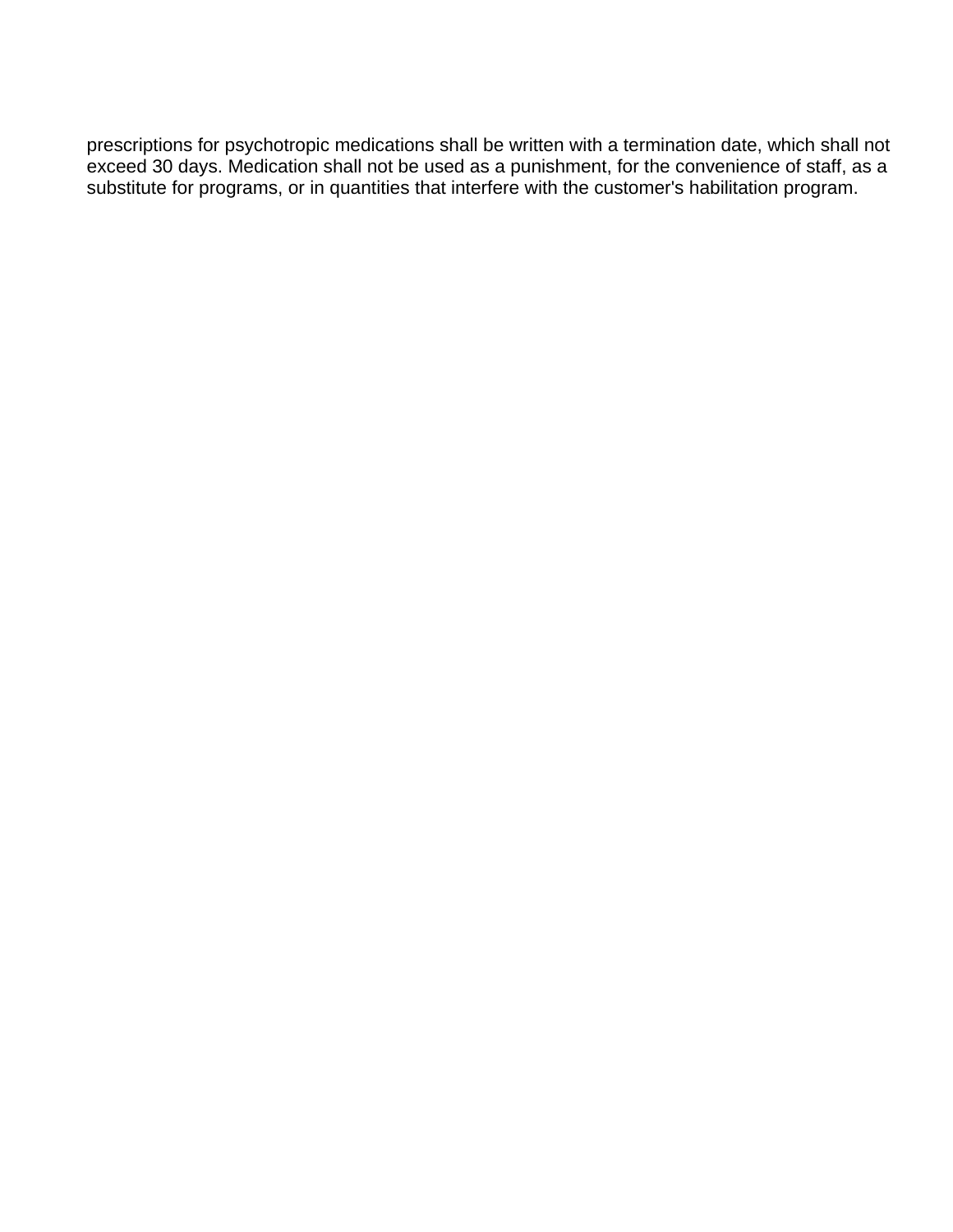prescriptions for psychotropic medications shall be written with a termination date, which shall not exceed 30 days. Medication shall not be used as a punishment, for the convenience of staff, as a substitute for programs, or in quantities that interfere with the customer's habilitation program.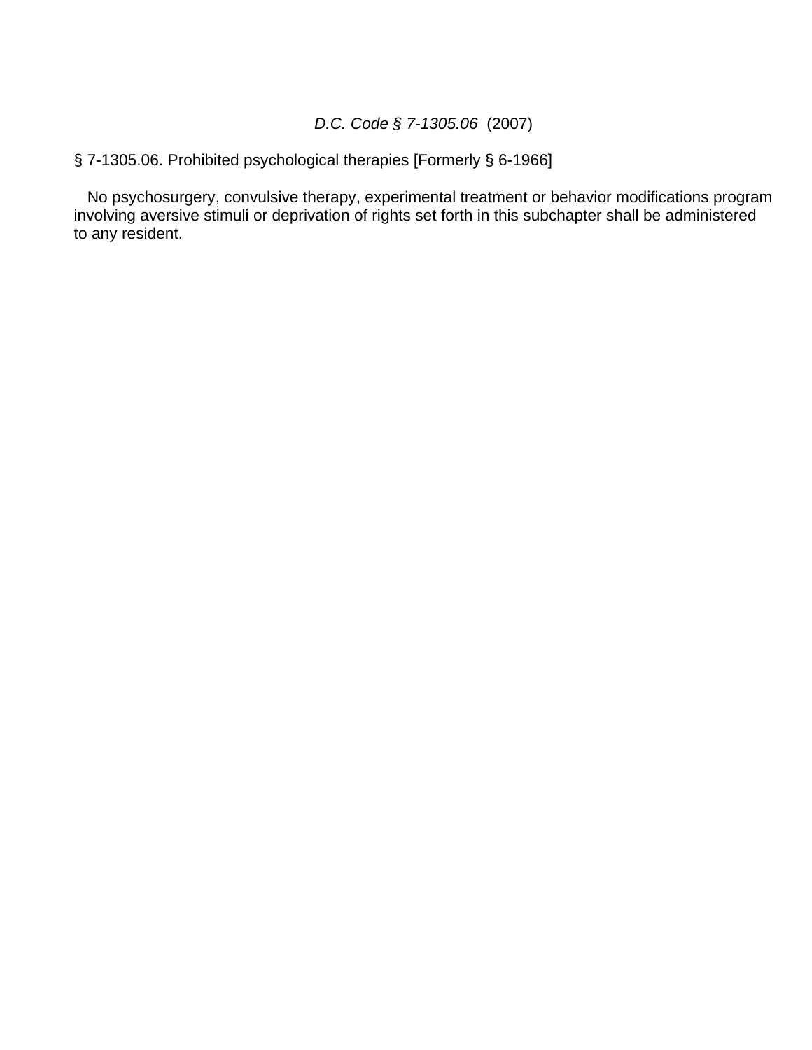*D.C. Code § 7-1305.06* (2007)

§ 7-1305.06. Prohibited psychological therapies [Formerly § 6-1966]

No psychosurgery, convulsive therapy, experimental treatment or behavior modifications program involving aversive stimuli or deprivation of rights set forth in this subchapter shall be administered to any resident.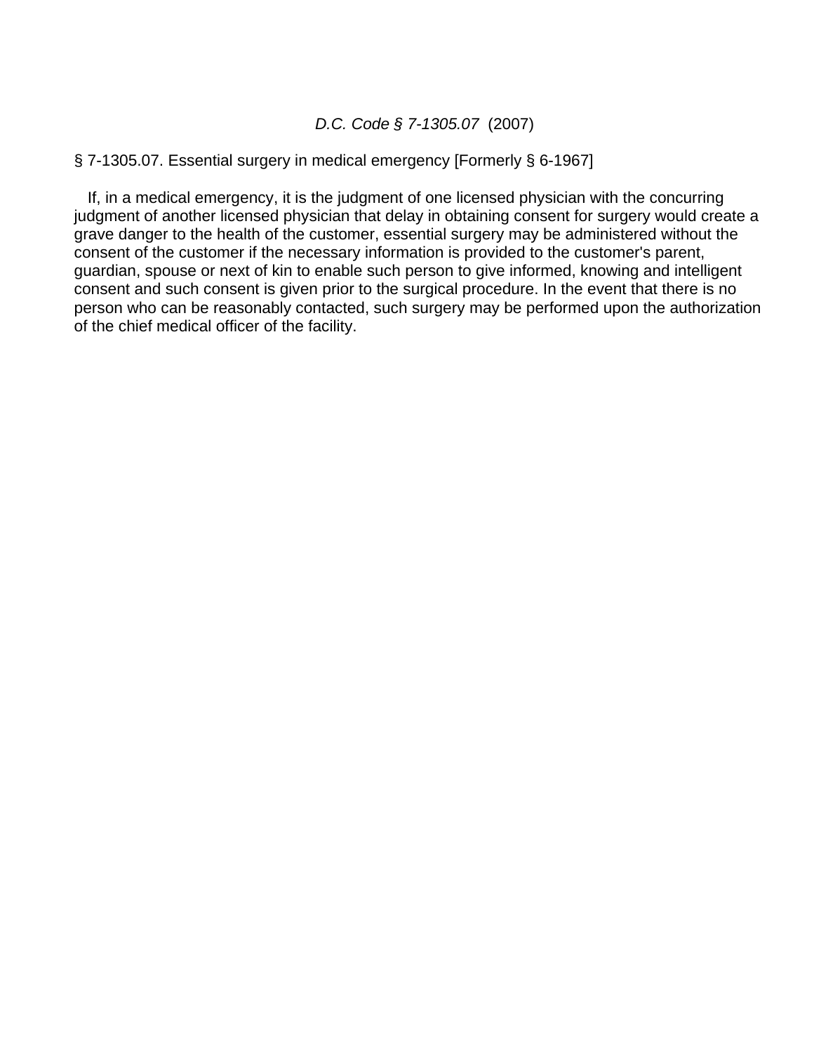*D.C. Code § 7-1305.07* (2007)

§ 7-1305.07. Essential surgery in medical emergency [Formerly § 6-1967]

If, in a medical emergency, it is the judgment of one licensed physician with the concurring judgment of another licensed physician that delay in obtaining consent for surgery would create a grave danger to the health of the customer, essential surgery may be administered without the consent of the customer if the necessary information is provided to the customer's parent, guardian, spouse or next of kin to enable such person to give informed, knowing and intelligent consent and such consent is given prior to the surgical procedure. In the event that there is no person who can be reasonably contacted, such surgery may be performed upon the authorization of the chief medical officer of the facility.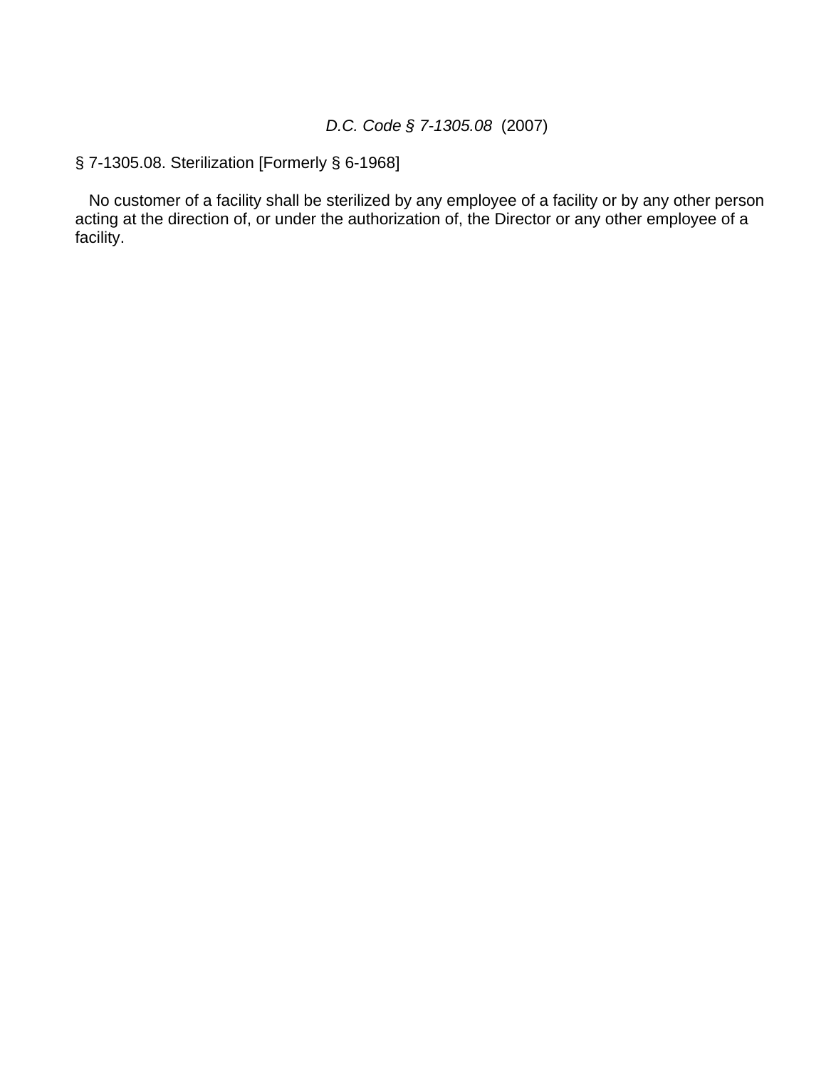*D.C. Code § 7-1305.08* (2007)

§ 7-1305.08. Sterilization [Formerly § 6-1968]

No customer of a facility shall be sterilized by any employee of a facility or by any other person acting at the direction of, or under the authorization of, the Director or any other employee of a facility.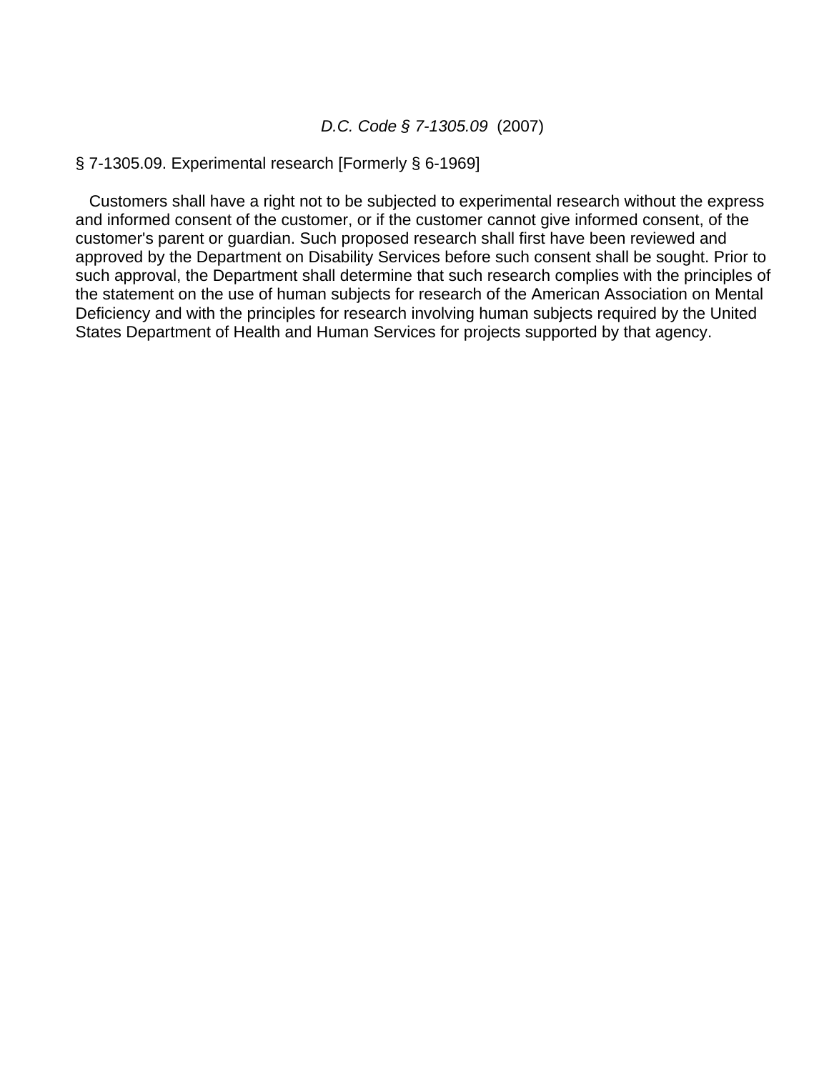*D.C. Code § 7-1305.09* (2007)

§ 7-1305.09. Experimental research [Formerly § 6-1969]

Customers shall have a right not to be subjected to experimental research without the express and informed consent of the customer, or if the customer cannot give informed consent, of the customer's parent or guardian. Such proposed research shall first have been reviewed and approved by the Department on Disability Services before such consent shall be sought. Prior to such approval, the Department shall determine that such research complies with the principles of the statement on the use of human subjects for research of the American Association on Mental Deficiency and with the principles for research involving human subjects required by the United States Department of Health and Human Services for projects supported by that agency.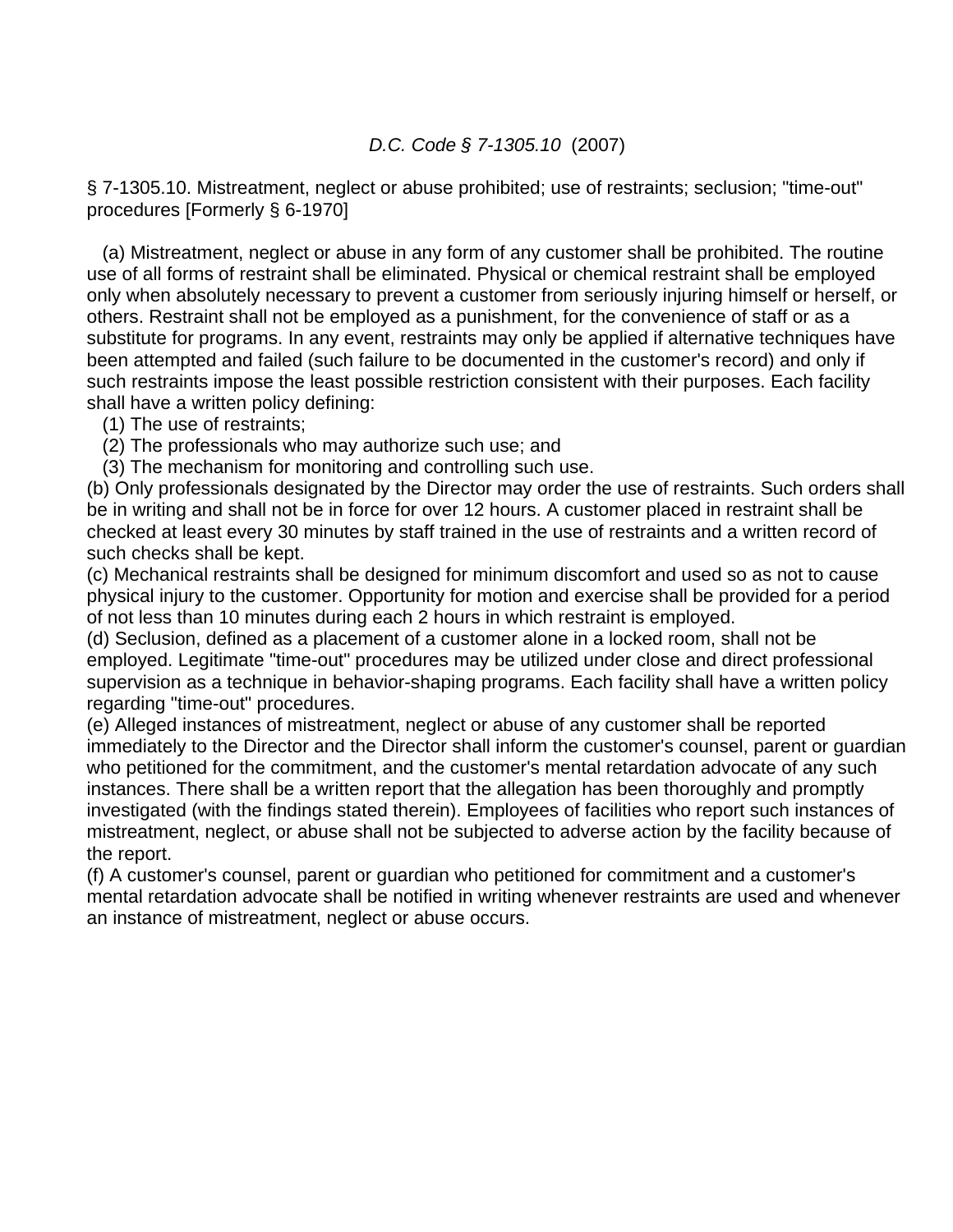*D.C. Code § 7-1305.10* (2007)

§ 7-1305.10. Mistreatment, neglect or abuse prohibited; use of restraints; seclusion; "time-out" procedures [Formerly § 6-1970]

(a) Mistreatment, neglect or abuse in any form of any customer shall be prohibited. The routine use of all forms of restraint shall be eliminated. Physical or chemical restraint shall be employed only when absolutely necessary to prevent a customer from seriously injuring himself or herself, or others. Restraint shall not be employed as a punishment, for the convenience of staff or as a substitute for programs. In any event, restraints may only be applied if alternative techniques have been attempted and failed (such failure to be documented in the customer's record) and only if such restraints impose the least possible restriction consistent with their purposes. Each facility shall have a written policy defining:

(1) The use of restraints;

(2) The professionals who may authorize such use; and

(3) The mechanism for monitoring and controlling such use.

(b) Only professionals designated by the Director may order the use of restraints. Such orders shall be in writing and shall not be in force for over 12 hours. A customer placed in restraint shall be checked at least every 30 minutes by staff trained in the use of restraints and a written record of such checks shall be kept.

(c) Mechanical restraints shall be designed for minimum discomfort and used so as not to cause physical injury to the customer. Opportunity for motion and exercise shall be provided for a period of not less than 10 minutes during each 2 hours in which restraint is employed.

(d) Seclusion, defined as a placement of a customer alone in a locked room, shall not be employed. Legitimate "time-out" procedures may be utilized under close and direct professional supervision as a technique in behavior-shaping programs. Each facility shall have a written policy regarding "time-out" procedures.

(e) Alleged instances of mistreatment, neglect or abuse of any customer shall be reported immediately to the Director and the Director shall inform the customer's counsel, parent or guardian who petitioned for the commitment, and the customer's mental retardation advocate of any such instances. There shall be a written report that the allegation has been thoroughly and promptly investigated (with the findings stated therein). Employees of facilities who report such instances of mistreatment, neglect, or abuse shall not be subjected to adverse action by the facility because of the report.

(f) A customer's counsel, parent or guardian who petitioned for commitment and a customer's mental retardation advocate shall be notified in writing whenever restraints are used and whenever an instance of mistreatment, neglect or abuse occurs.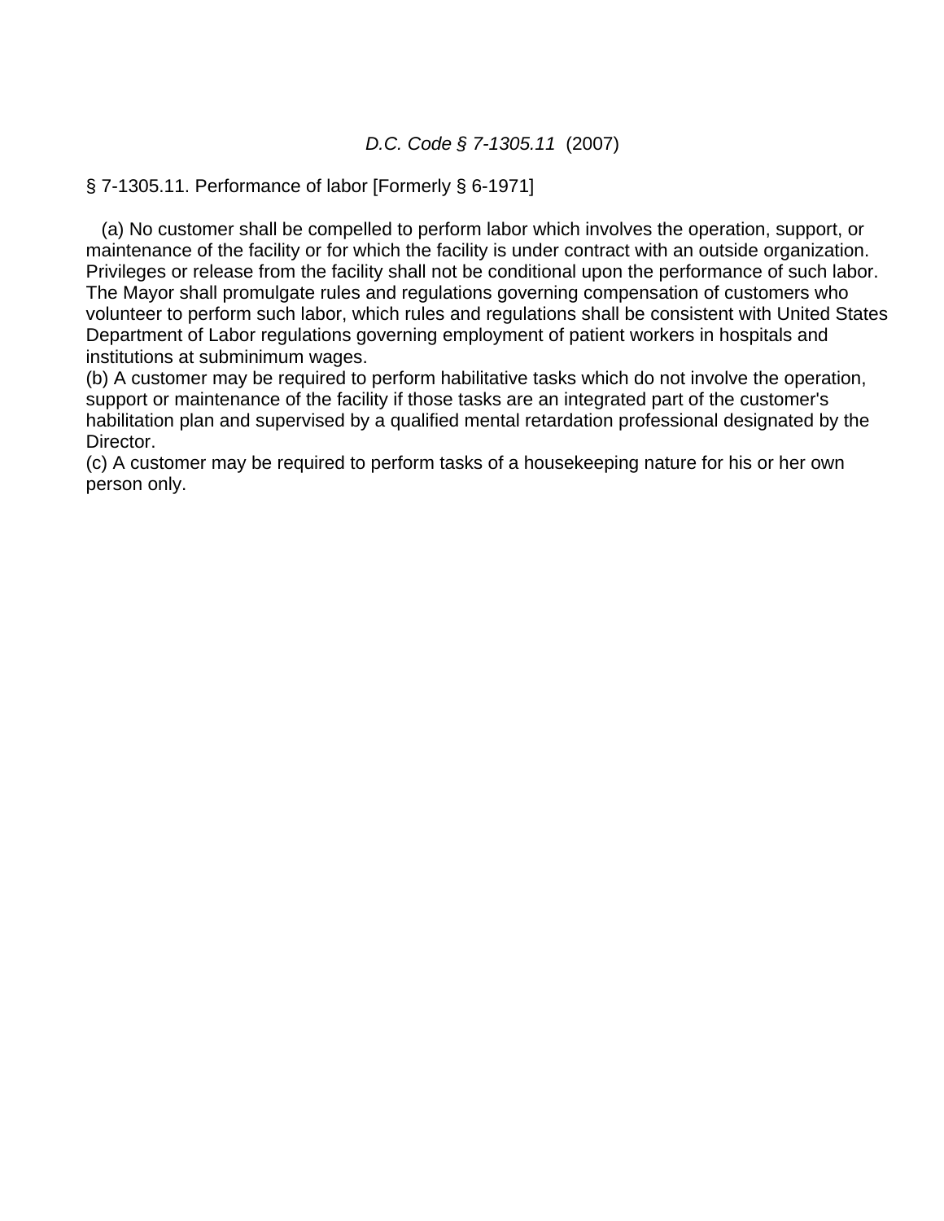*D.C. Code § 7-1305.11* (2007)

§ 7-1305.11. Performance of labor [Formerly § 6-1971]

(a) No customer shall be compelled to perform labor which involves the operation, support, or maintenance of the facility or for which the facility is under contract with an outside organization. Privileges or release from the facility shall not be conditional upon the performance of such labor. The Mayor shall promulgate rules and regulations governing compensation of customers who volunteer to perform such labor, which rules and regulations shall be consistent with United States Department of Labor regulations governing employment of patient workers in hospitals and institutions at subminimum wages.

(b) A customer may be required to perform habilitative tasks which do not involve the operation, support or maintenance of the facility if those tasks are an integrated part of the customer's habilitation plan and supervised by a qualified mental retardation professional designated by the Director.

(c) A customer may be required to perform tasks of a housekeeping nature for his or her own person only.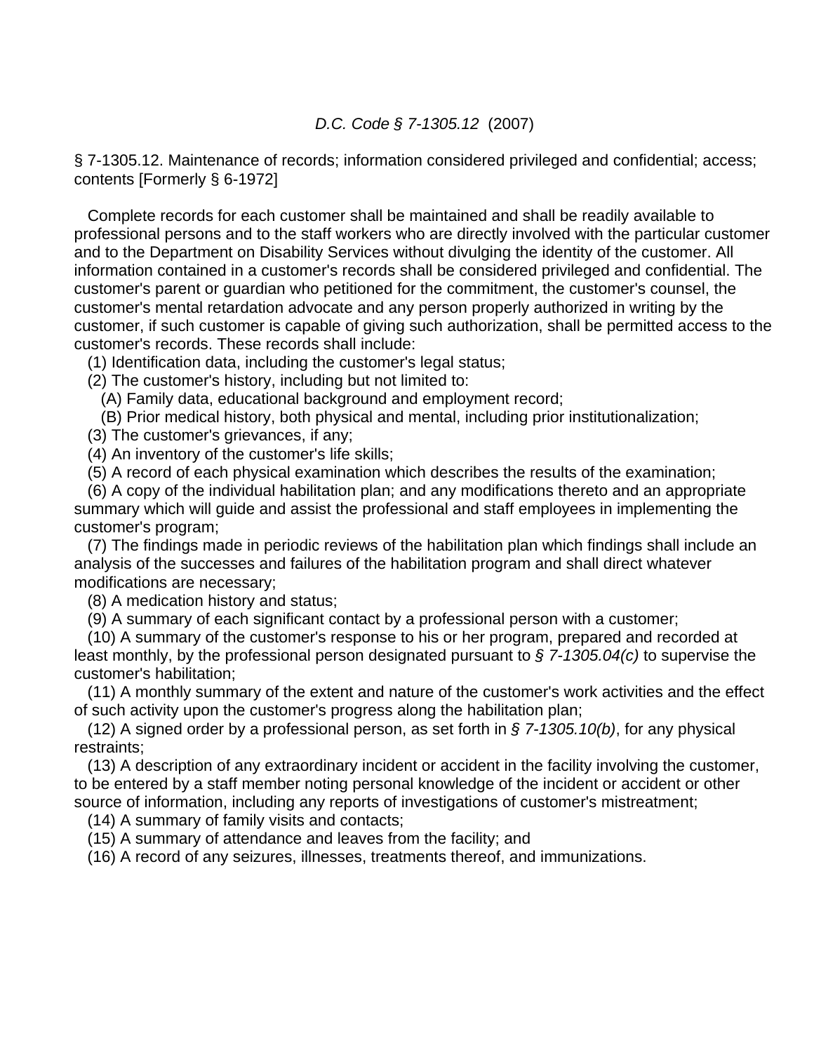*D.C. Code § 7-1305.12* (2007)

§ 7-1305.12. Maintenance of records; information considered privileged and confidential; access; contents [Formerly § 6-1972]

Complete records for each customer shall be maintained and shall be readily available to professional persons and to the staff workers who are directly involved with the particular customer and to the Department on Disability Services without divulging the identity of the customer. All information contained in a customer's records shall be considered privileged and confidential. The customer's parent or guardian who petitioned for the commitment, the customer's counsel, the customer's mental retardation advocate and any person properly authorized in writing by the customer, if such customer is capable of giving such authorization, shall be permitted access to the customer's records. These records shall include:

(1) Identification data, including the customer's legal status;

(2) The customer's history, including but not limited to:

(A) Family data, educational background and employment record;

(B) Prior medical history, both physical and mental, including prior institutionalization;

(3) The customer's grievances, if any;

(4) An inventory of the customer's life skills;

(5) A record of each physical examination which describes the results of the examination;

(6) A copy of the individual habilitation plan; and any modifications thereto and an appropriate summary which will guide and assist the professional and staff employees in implementing the customer's program;

(7) The findings made in periodic reviews of the habilitation plan which findings shall include an analysis of the successes and failures of the habilitation program and shall direct whatever modifications are necessary;

(8) A medication history and status;

(9) A summary of each significant contact by a professional person with a customer;

(10) A summary of the customer's response to his or her program, prepared and recorded at least monthly, by the professional person designated pursuant to *§ 7-1305.04(c)* to supervise the customer's habilitation;

(11) A monthly summary of the extent and nature of the customer's work activities and the effect of such activity upon the customer's progress along the habilitation plan;

(12) A signed order by a professional person, as set forth in *§ 7-1305.10(b)*, for any physical restraints;

(13) A description of any extraordinary incident or accident in the facility involving the customer, to be entered by a staff member noting personal knowledge of the incident or accident or other source of information, including any reports of investigations of customer's mistreatment;

(14) A summary of family visits and contacts;

(15) A summary of attendance and leaves from the facility; and

(16) A record of any seizures, illnesses, treatments thereof, and immunizations.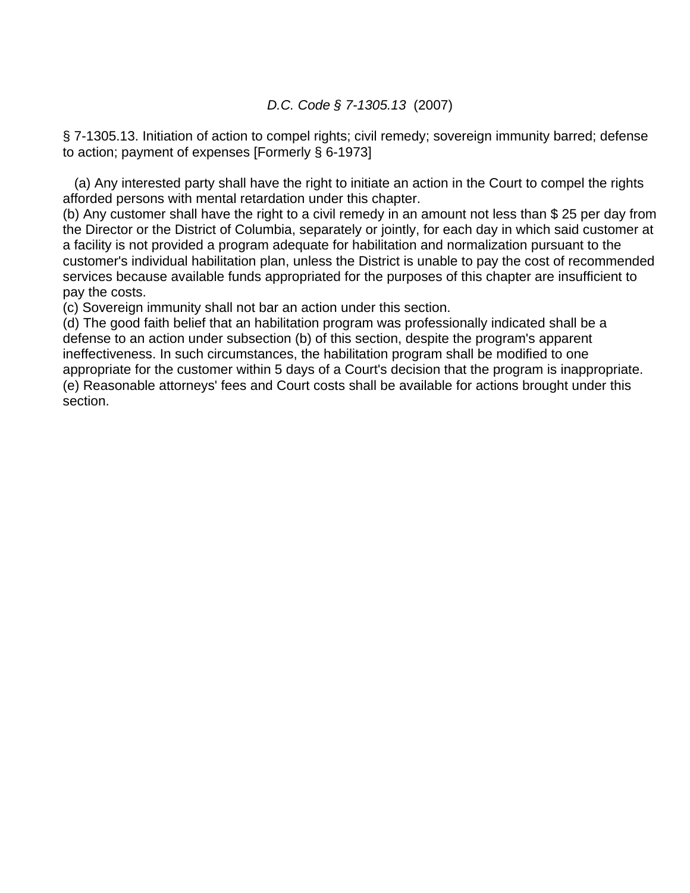*D.C. Code § 7-1305.13* (2007)

§ 7-1305.13. Initiation of action to compel rights; civil remedy; sovereign immunity barred; defense to action; payment of expenses [Formerly § 6-1973]

(a) Any interested party shall have the right to initiate an action in the Court to compel the rights afforded persons with mental retardation under this chapter.

(b) Any customer shall have the right to a civil remedy in an amount not less than $ 25 per day from the Director or the District of Columbia, separately or jointly, for each day in which said customer at a facility is not provided a program adequate for habilitation and normalization pursuant to the customer's individual habilitation plan, unless the District is unable to pay the cost of recommended services because available funds appropriated for the purposes of this chapter are insufficient to pay the costs.

(c) Sovereign immunity shall not bar an action under this section.

(d) The good faith belief that an habilitation program was professionally indicated shall be a defense to an action under subsection (b) of this section, despite the program's apparent ineffectiveness. In such circumstances, the habilitation program shall be modified to one appropriate for the customer within 5 days of a Court's decision that the program is inappropriate.

(e) Reasonable attorneys' fees and Court costs shall be available for actions brought under this section.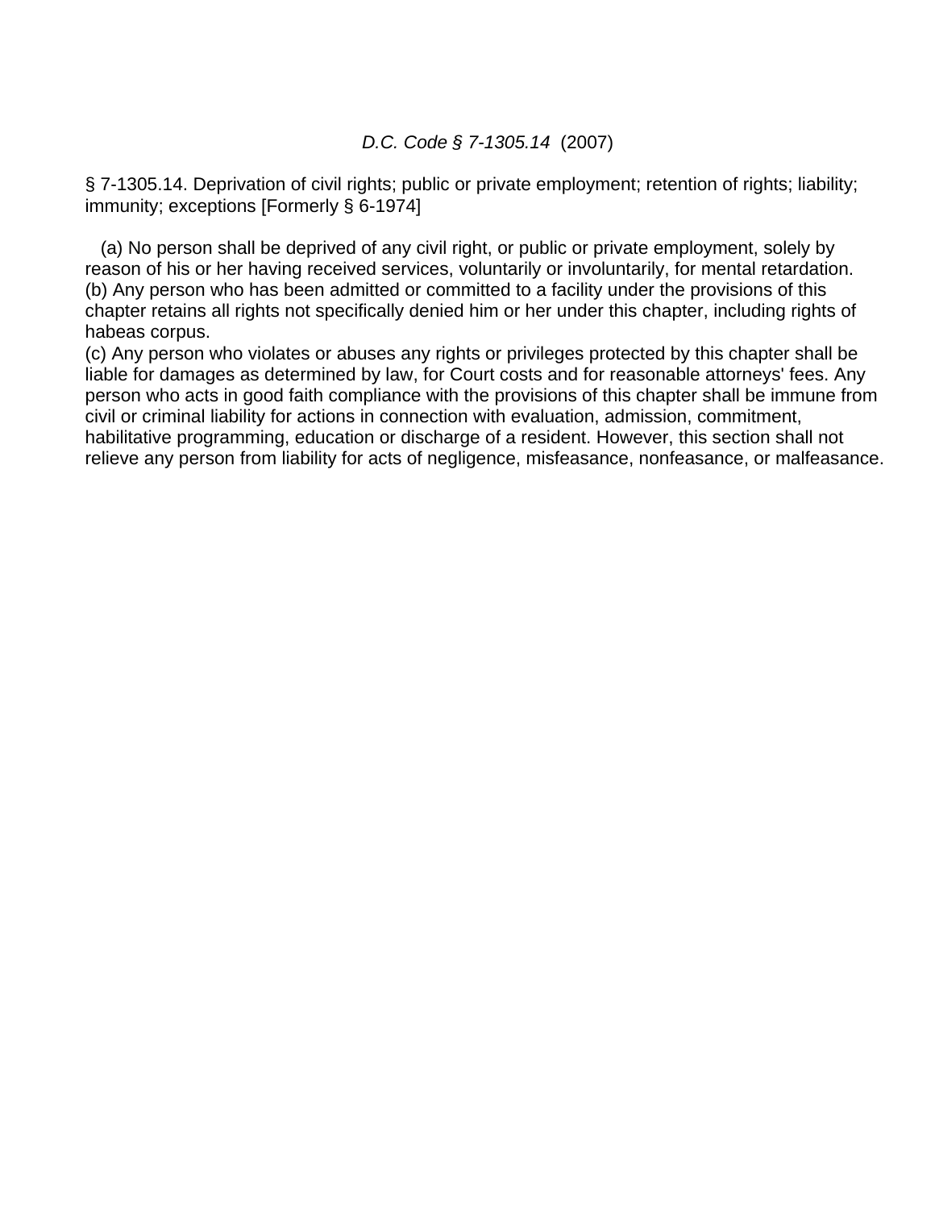*D.C. Code § 7-1305.14* (2007)

§ 7-1305.14. Deprivation of civil rights; public or private employment; retention of rights; liability; immunity; exceptions [Formerly § 6-1974]

(a) No person shall be deprived of any civil right, or public or private employment, solely by reason of his or her having received services, voluntarily or involuntarily, for mental retardation.
(b) Any person who has been admitted or committed to a facility under the provisions of this chapter retains all rights not specifically denied him or her under this chapter, including rights of habeas corpus.
(c) Any person who violates or abuses any rights or privileges protected by this chapter shall be liable for damages as determined by law, for Court costs and for reasonable attorneys' fees. Any person who acts in good faith compliance with the provisions of this chapter shall be immune from civil or criminal liability for actions in connection with evaluation, admission, commitment, habilitative programming, education or discharge of a resident. However, this section shall not relieve any person from liability for acts of negligence, misfeasance, nonfeasance, or malfeasance.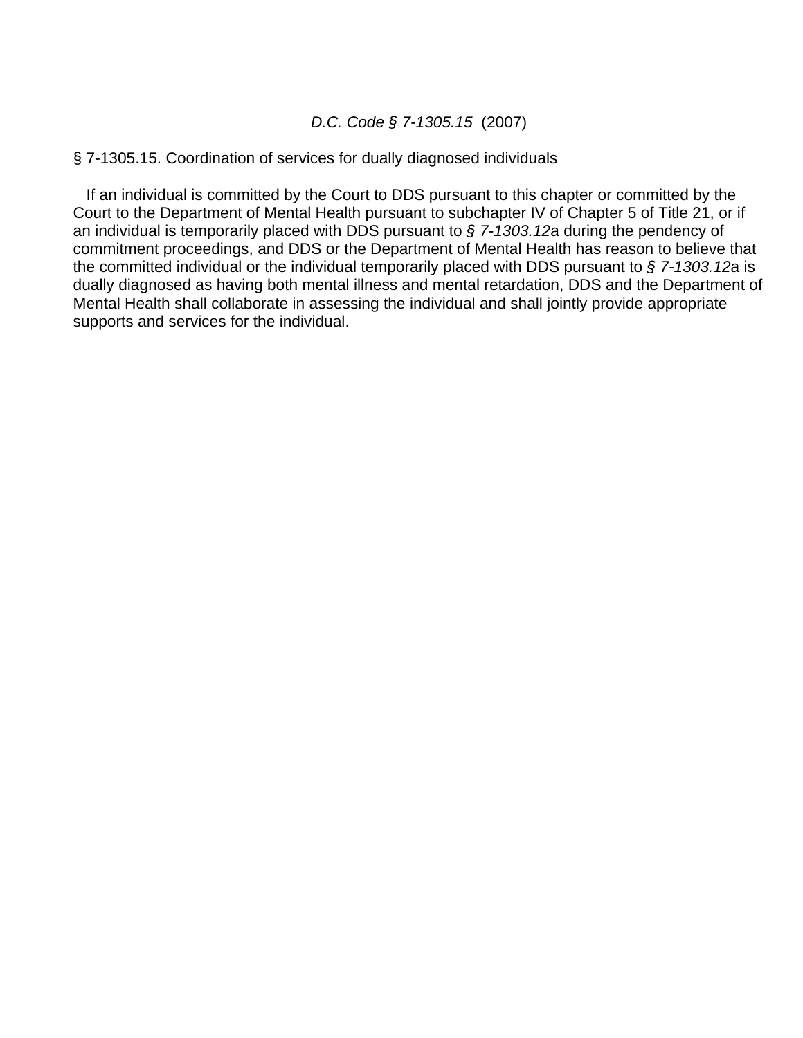*D.C. Code § 7-1305.15* (2007)

§ 7-1305.15. Coordination of services for dually diagnosed individuals

If an individual is committed by the Court to DDS pursuant to this chapter or committed by the Court to the Department of Mental Health pursuant to subchapter IV of Chapter 5 of Title 21, or if an individual is temporarily placed with DDS pursuant to *§ 7-1303.12*a during the pendency of commitment proceedings, and DDS or the Department of Mental Health has reason to believe that the committed individual or the individual temporarily placed with DDS pursuant to *§ 7-1303.12*a is dually diagnosed as having both mental illness and mental retardation, DDS and the Department of Mental Health shall collaborate in assessing the individual and shall jointly provide appropriate supports and services for the individual.